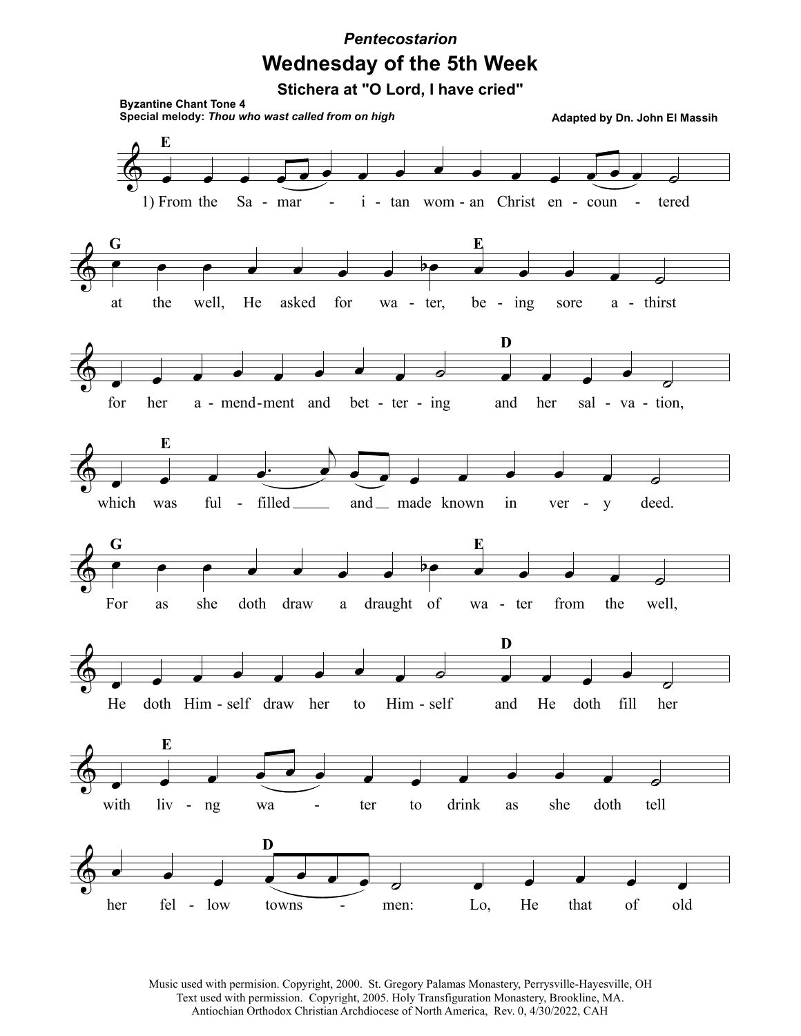*Pentecostarion*

# Wednesday of the 5th Week

### Stichera at "O Lord, I have cried"

**Byzantine Chant Tone 4**
**Special melody:** ***Thou who wast called from on high***

**Adapted by Dn. John El Massih**

1) From the Samaritan woman Christ encountered at the well, He asked for water, being sore athirst for her amendment and bettering and her salvation, which was fulfilled and made known in very deed. For as she doth draw a draught of water from the well, He doth Himself draw her to Himself and He doth fill her with living water to drink as she doth tell her fellow townsmen: Lo, He that of old

Music used with permision. Copyright, 2000. St. Gregory Palamas Monastery, Perrysville-Hayesville, OH
Text used with permission. Copyright, 2005. Holy Transfiguration Monastery, Brookline, MA.
Antiochian Orthodox Christian Archdiocese of North America, Rev. 0, 4/30/2022, CAH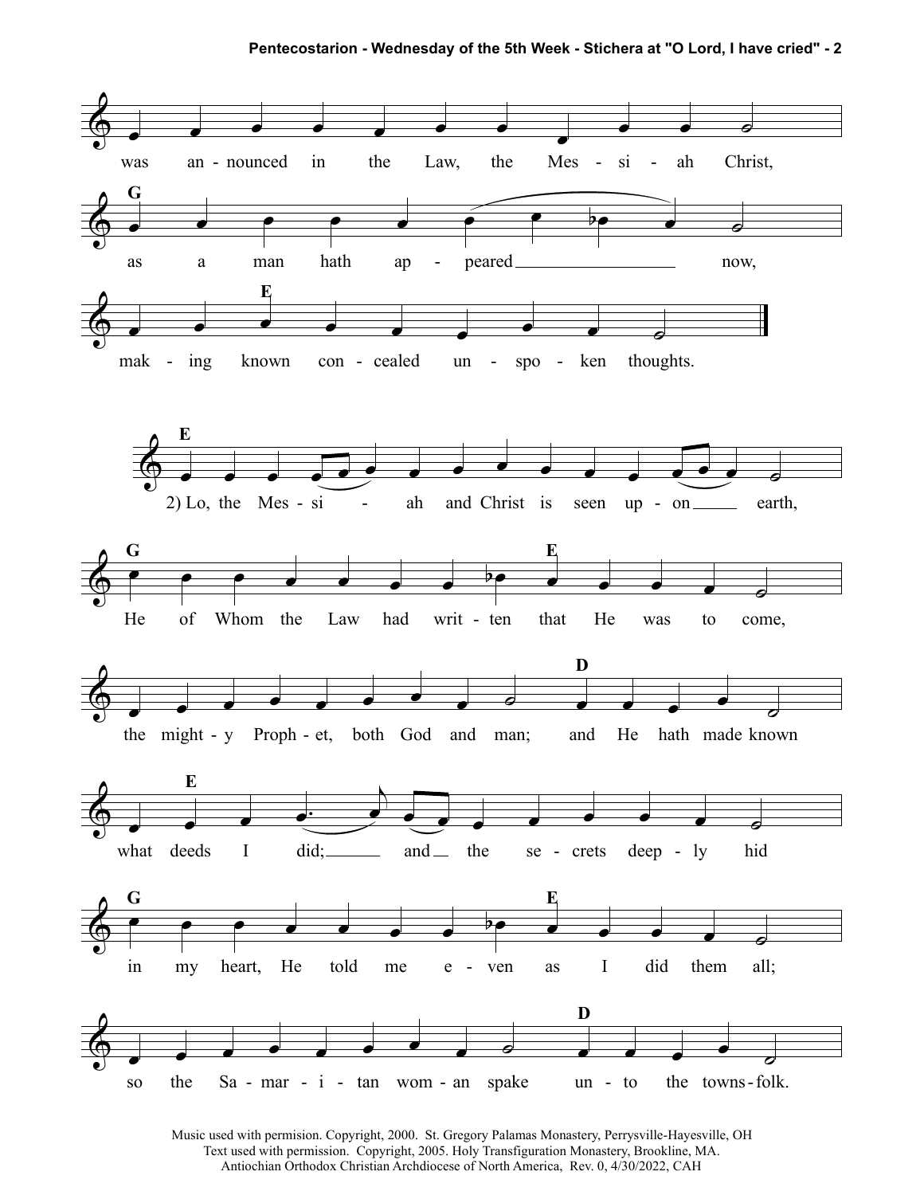G

was an-nounced in the Law, the Mes-si-ah Christ,

as a man hath ap-peared now,

E

mak-ing known con-cealed un-spo-ken thoughts.

E

2) Lo, the Mes-si-ah and Christ is seen up-on earth,

G E

He of Whom the Law had writ-ten that He was to come,

D

the might-y Proph-et, both God and man; and He hath made known

E

what deeds I did; and the se-crets deep-ly hid

G E

in my heart, He told me e-ven as I did them all;

D

so the Sa-mar-i-tan wom-an spake un-to the towns-folk.

Music used with permision. Copyright, 2000. St. Gregory Palamas Monastery, Perrysville-Hayesville, OH
Text used with permission. Copyright, 2005. Holy Transfiguration Monastery, Brookline, MA.
Antiochian Orthodox Christian Archdiocese of North America, Rev. 0, 4/30/2022, CAH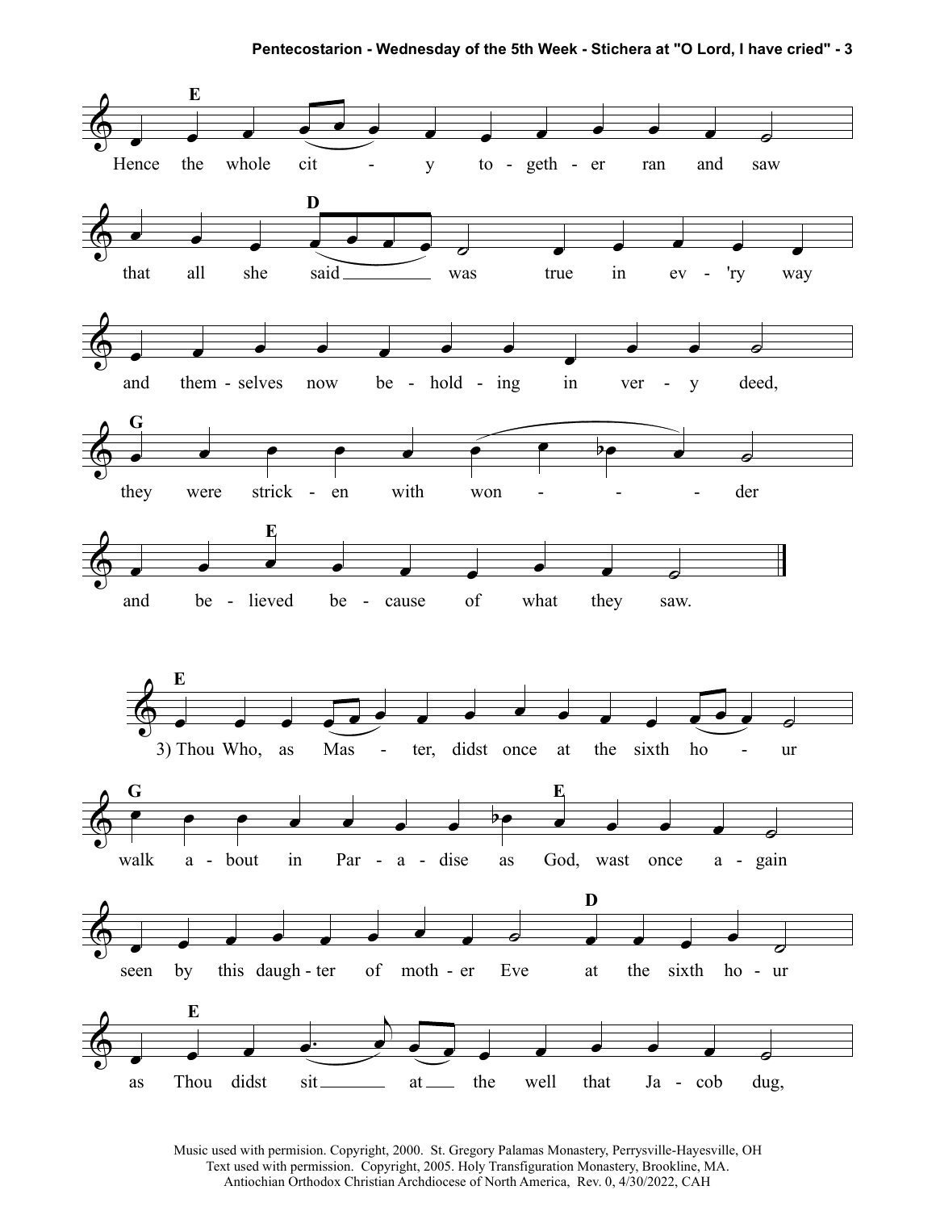E

Hence the whole cit - y to - geth - er ran and saw

D

that all she said ___ was true in ev - 'ry way

and them - selves now be - hold - ing in ver - y deed,

G

they were strick - en with won - - - der

E

and be - lieved be - cause of what they saw.

E

3) Thou Who, as Mas - ter, didst once at the sixth ho - ur

G E

walk a - bout in Par - a - dise as God, wast once a - gain

D

seen by this daugh - ter of moth - er Eve at the sixth ho - ur

E

as Thou didst sit ___ at ___ the well that Ja - cob dug,

Music used with permision. Copyright, 2000. St. Gregory Palamas Monastery, Perrysville-Hayesville, OH
Text used with permission. Copyright, 2005. Holy Transfiguration Monastery, Brookline, MA.
Antiochian Orthodox Christian Archdiocese of North America, Rev. 0, 4/30/2022, CAH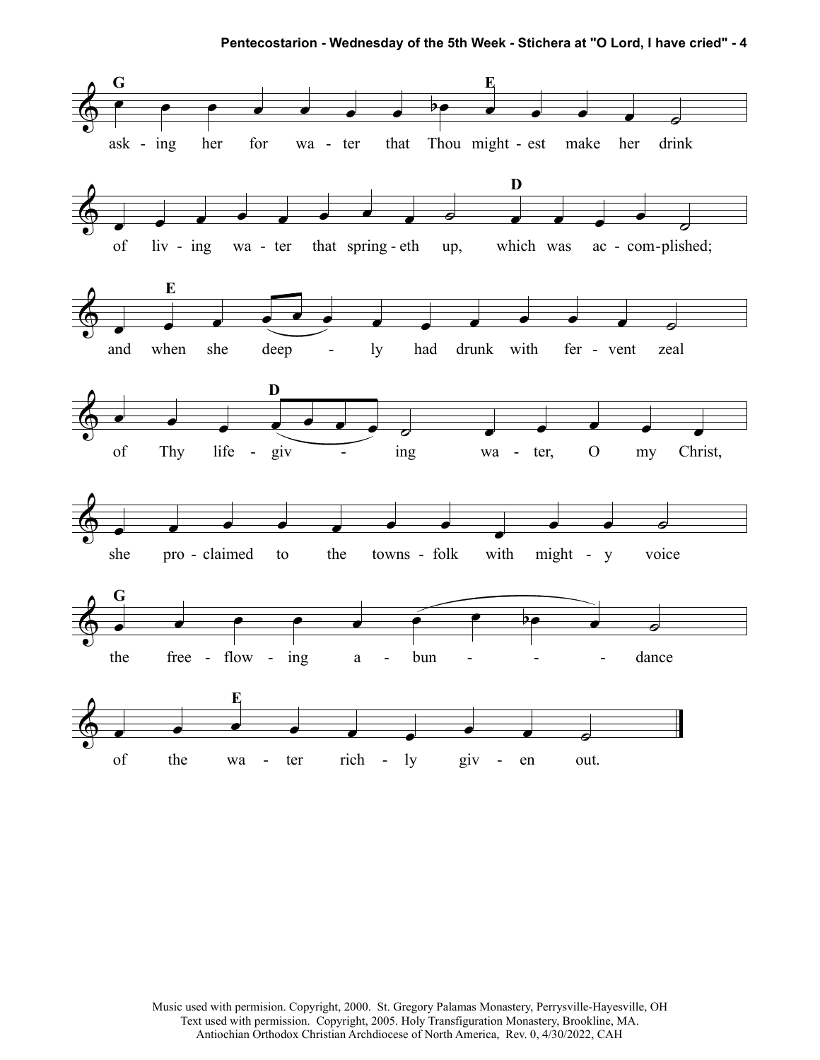**G** ask-ing her for wa-ter that Thou **E** might-est make her drink

of liv-ing wa-ter that spring-eth up, **D** which was ac-com-plished;

and **E** when she deep-ly had drunk with fer-vent zeal

of Thy life-**D** giv-ing wa-ter, O my Christ,

she pro-claimed to the towns-folk with might-y voice

**G** the free-flow-ing a-bun-dance

of the **E** wa-ter rich-ly giv-en out.

Music used with permision. Copyright, 2000. St. Gregory Palamas Monastery, Perrysville-Hayesville, OH
Text used with permission. Copyright, 2005. Holy Transfiguration Monastery, Brookline, MA.
Antiochian Orthodox Christian Archdiocese of North America, Rev. 0, 4/30/2022, CAH